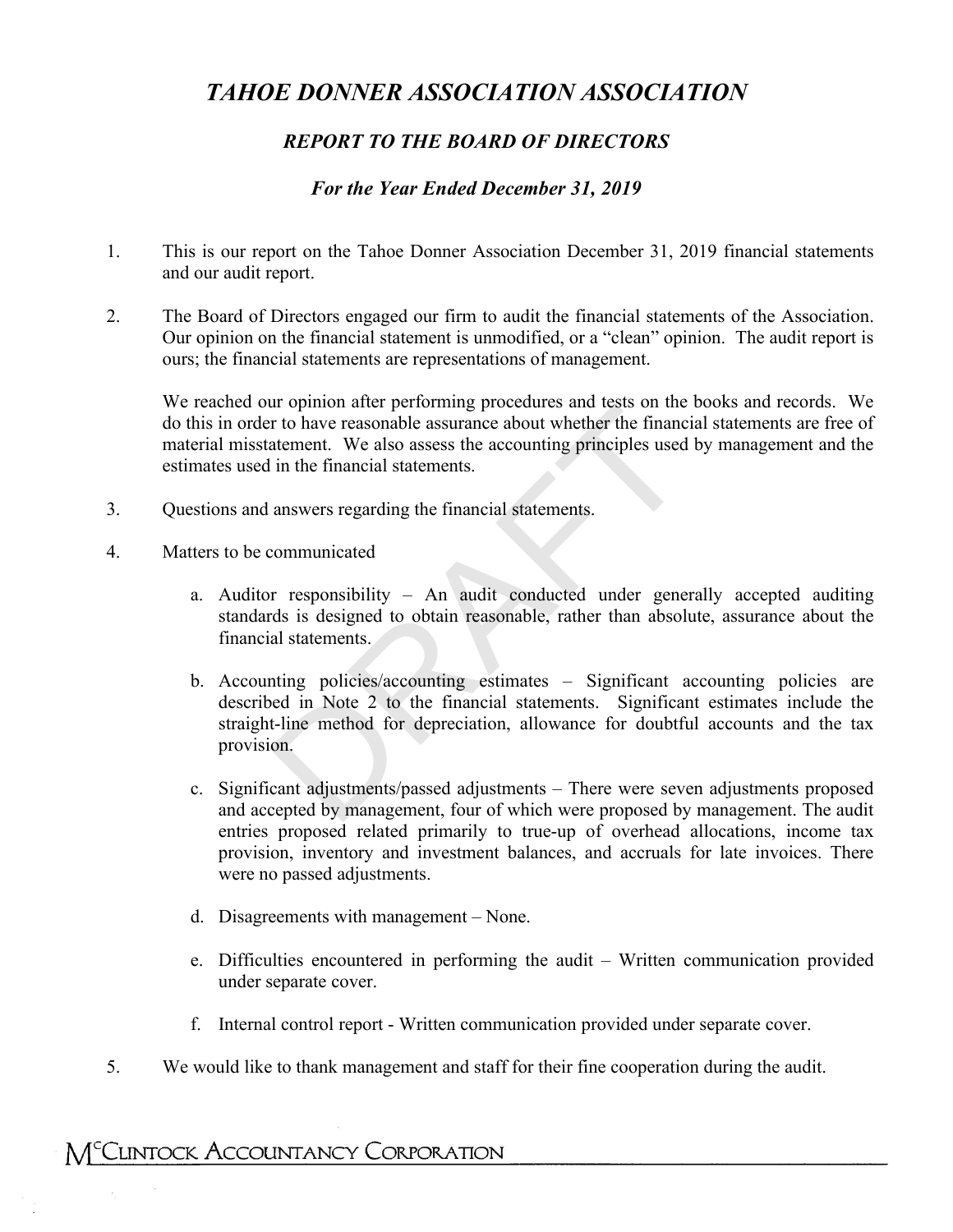# *TAHOE DONNER ASSOCIATION ASSOCIATION*

## *REPORT TO THE BOARD OF DIRECTORS*

### *For the Year Ended December 31, 2019*

1. This is our report on the Tahoe Donner Association December 31, 2019 financial statements and our audit report.

2. The Board of Directors engaged our firm to audit the financial statements of the Association. Our opinion on the financial statement is unmodified, or a "clean" opinion. The audit report is ours; the financial statements are representations of management.

   We reached our opinion after performing procedures and tests on the books and records. We do this in order to have reasonable assurance about whether the financial statements are free of material misstatement. We also assess the accounting principles used by management and the estimates used in the financial statements.

3. Questions and answers regarding the financial statements.

4. Matters to be communicated

   a. Auditor responsibility – An audit conducted under generally accepted auditing standards is designed to obtain reasonable, rather than absolute, assurance about the financial statements.

   b. Accounting policies/accounting estimates – Significant accounting policies are described in Note 2 to the financial statements. Significant estimates include the straight-line method for depreciation, allowance for doubtful accounts and the tax provision.

   c. Significant adjustments/passed adjustments – There were seven adjustments proposed and accepted by management, four of which were proposed by management. The audit entries proposed related primarily to true-up of overhead allocations, income tax provision, inventory and investment balances, and accruals for late invoices. There were no passed adjustments.

   d. Disagreements with management – None.

   e. Difficulties encountered in performing the audit – Written communication provided under separate cover.

   f. Internal control report - Written communication provided under separate cover.

5. We would like to thank management and staff for their fine cooperation during the audit.

McClintock Accountancy Corporation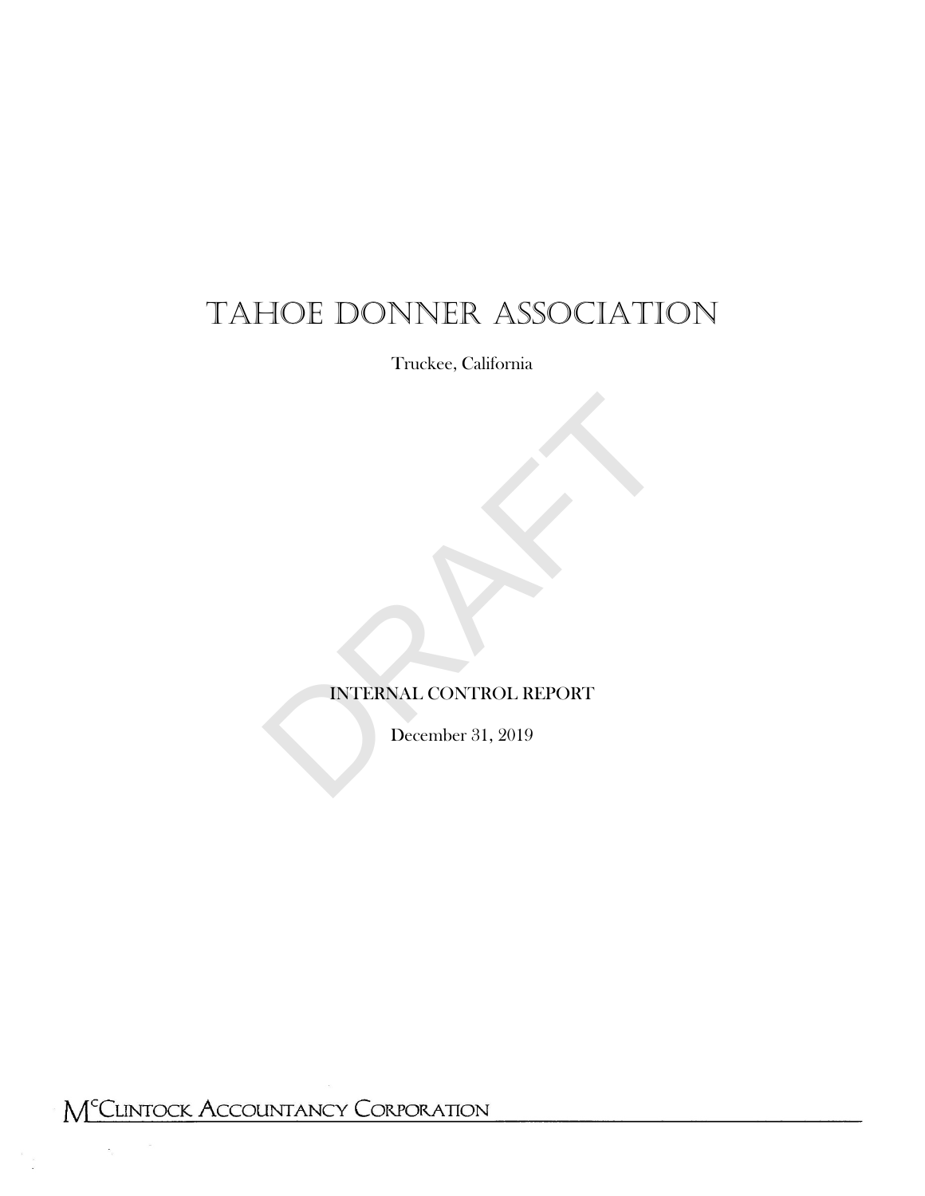# TAHOE DONNER ASSOCIATION

Truckee, California

DRAFT

INTERNAL CONTROL REPORT

December 31, 2019

McCLINTOCK ACCOUNTANCY CORPORATION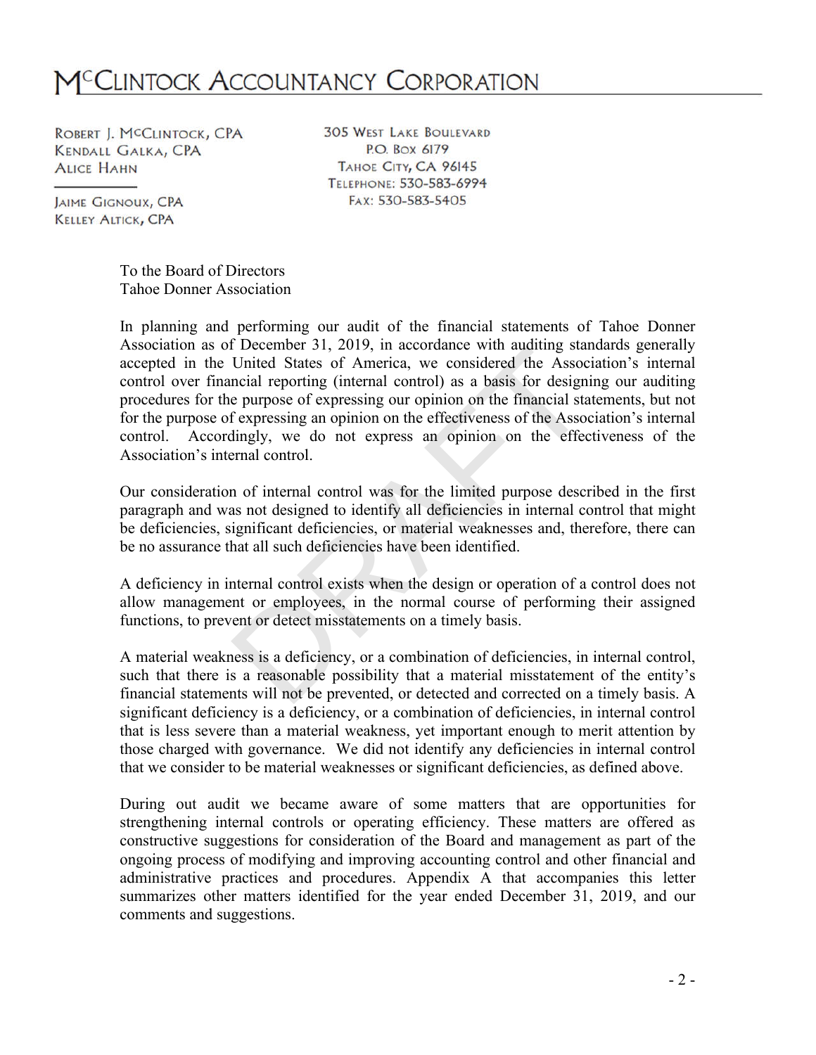# McCLINTOCK ACCOUNTANCY CORPORATION

ROBERT J. McCLINTOCK, CPA
KENDALL GALKA, CPA
ALICE HAHN

JAIME GIGNOUX, CPA
KELLEY ALTICK, CPA

305 WEST LAKE BOULEVARD
P.O. BOX 6179
TAHOE CITY, CA 96145
TELEPHONE: 530-583-6994
FAX: 530-583-5405

To the Board of Directors
Tahoe Donner Association

In planning and performing our audit of the financial statements of Tahoe Donner Association as of December 31, 2019, in accordance with auditing standards generally accepted in the United States of America, we considered the Association's internal control over financial reporting (internal control) as a basis for designing our auditing procedures for the purpose of expressing our opinion on the financial statements, but not for the purpose of expressing an opinion on the effectiveness of the Association's internal control. Accordingly, we do not express an opinion on the effectiveness of the Association's internal control.

Our consideration of internal control was for the limited purpose described in the first paragraph and was not designed to identify all deficiencies in internal control that might be deficiencies, significant deficiencies, or material weaknesses and, therefore, there can be no assurance that all such deficiencies have been identified.

A deficiency in internal control exists when the design or operation of a control does not allow management or employees, in the normal course of performing their assigned functions, to prevent or detect misstatements on a timely basis.

A material weakness is a deficiency, or a combination of deficiencies, in internal control, such that there is a reasonable possibility that a material misstatement of the entity's financial statements will not be prevented, or detected and corrected on a timely basis. A significant deficiency is a deficiency, or a combination of deficiencies, in internal control that is less severe than a material weakness, yet important enough to merit attention by those charged with governance. We did not identify any deficiencies in internal control that we consider to be material weaknesses or significant deficiencies, as defined above.

During out audit we became aware of some matters that are opportunities for strengthening internal controls or operating efficiency. These matters are offered as constructive suggestions for consideration of the Board and management as part of the ongoing process of modifying and improving accounting control and other financial and administrative practices and procedures. Appendix A that accompanies this letter summarizes other matters identified for the year ended December 31, 2019, and our comments and suggestions.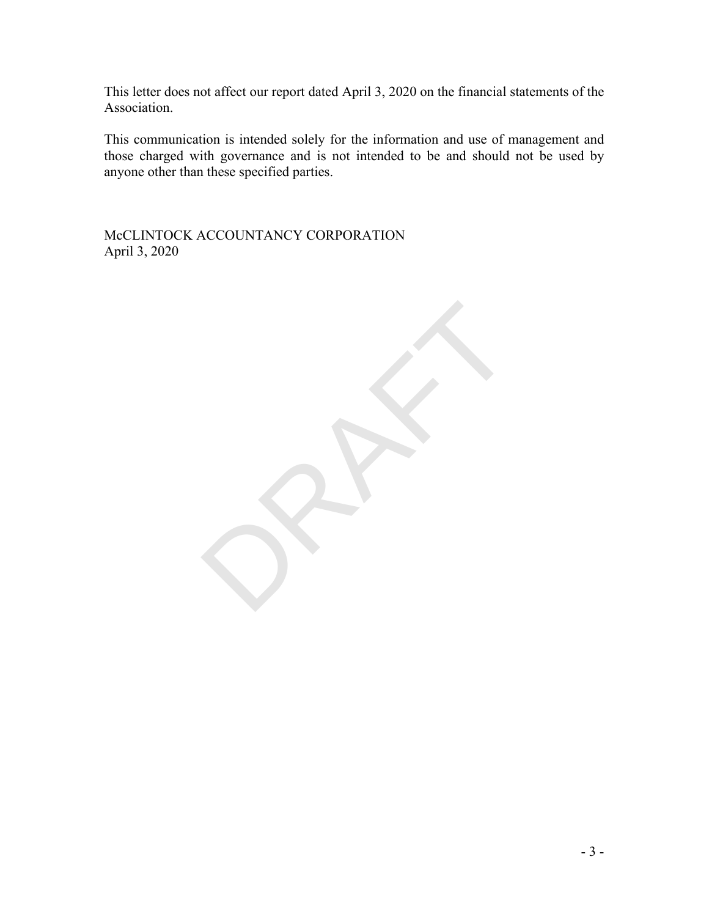This letter does not affect our report dated April 3, 2020 on the financial statements of the Association.

This communication is intended solely for the information and use of management and those charged with governance and is not intended to be and should not be used by anyone other than these specified parties.

McCLINTOCK ACCOUNTANCY CORPORATION
April 3, 2020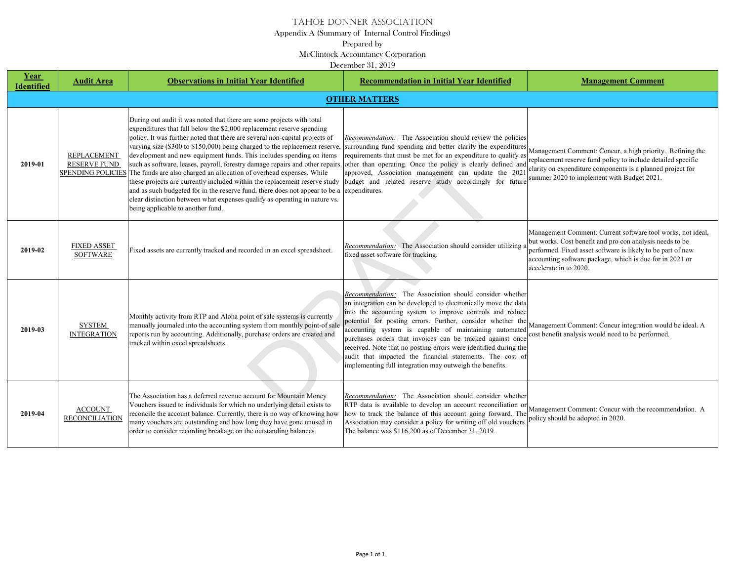# TAHOE DONNER ASSOCIATION

Appendix A (Summary of Internal Control Findings)

Prepared by

McClintock Accountancy Corporation

December 31, 2019

| Year Identified | Audit Area | Observations in Initial Year Identified | Recommendation in Initial Year Identified | Management Comment |
|---|---|---|---|---|
| **OTHER MATTERS** | | | | |
| **2019-01** | REPLACEMENT RESERVE FUND SPENDING POLICIES | During out audit it was noted that there are some projects with total expenditures that fall below the $2,000 replacement reserve spending policy. It was further noted that there are several non-capital projects of varying size ($300 to $150,000) being charged to the replacement reserve, development and new equipment funds. This includes spending on items such as software, leases, payroll, forestry damage repairs and other repairs. The funds are also charged an allocation of overhead expenses. While these projects are currently included within the replacement reserve study and as such budgeted for in the reserve fund, there does not appear to be a clear distinction between what expenses qualify as operating in nature vs. being applicable to another fund. | *Recommendation:* The Association should review the policies surrounding fund spending and better clarify the expenditures requirements that must be met for an expenditure to qualify as other than operating. Once the policy is clearly defined and approved, Association management can update the 2021 budget and related reserve study accordingly for future expenditures. | Management Comment: Concur, a high priority. Refining the replacement reserve fund policy to include detailed specific clarity on expenditure components is a planned project for summer 2020 to implement with Budget 2021. |
| **2019-02** | FIXED ASSET SOFTWARE | Fixed assets are currently tracked and recorded in an excel spreadsheet. | *Recommendation:* The Association should consider utilizing a fixed asset software for tracking. | Management Comment: Current software tool works, not ideal, but works. Cost benefit and pro con analysis needs to be performed. Fixed asset software is likely to be part of new accounting software package, which is due for in 2021 or accelerate in to 2020. |
| **2019-03** | SYSTEM INTEGRATION | Monthly activity from RTP and Aloha point of sale systems is currently manually journaled into the accounting system from monthly point-of sale reports run by accounting. Additionally, purchase orders are created and tracked within excel spreadsheets. | *Recommendation:* The Association should consider whether an integration can be developed to electronically move the data into the accounting system to improve controls and reduce potential for posting errors. Further, consider whether the accounting system is capable of maintaining automated purchases orders that invoices can be tracked against once received. Note that no posting errors were identified during the audit that impacted the financial statements. The cost of implementing full integration may outweigh the benefits. | Management Comment: Concur integration would be ideal. A cost benefit analysis would need to be performed. |
| **2019-04** | ACCOUNT RECONCILIATION | The Association has a deferred revenue account for Mountain Money Vouchers issued to individuals for which no underlying detail exists to reconcile the account balance. Currently, there is no way of knowing how many vouchers are outstanding and how long they have gone unused in order to consider recording breakage on the outstanding balances. | *Recommendation:* The Association should consider whether RTP data is available to develop an account reconciliation or how to track the balance of this account going forward. The Association may consider a policy for writing off old vouchers. The balance was $116,200 as of December 31, 2019. | Management Comment: Concur with the recommendation. A policy should be adopted in 2020. |